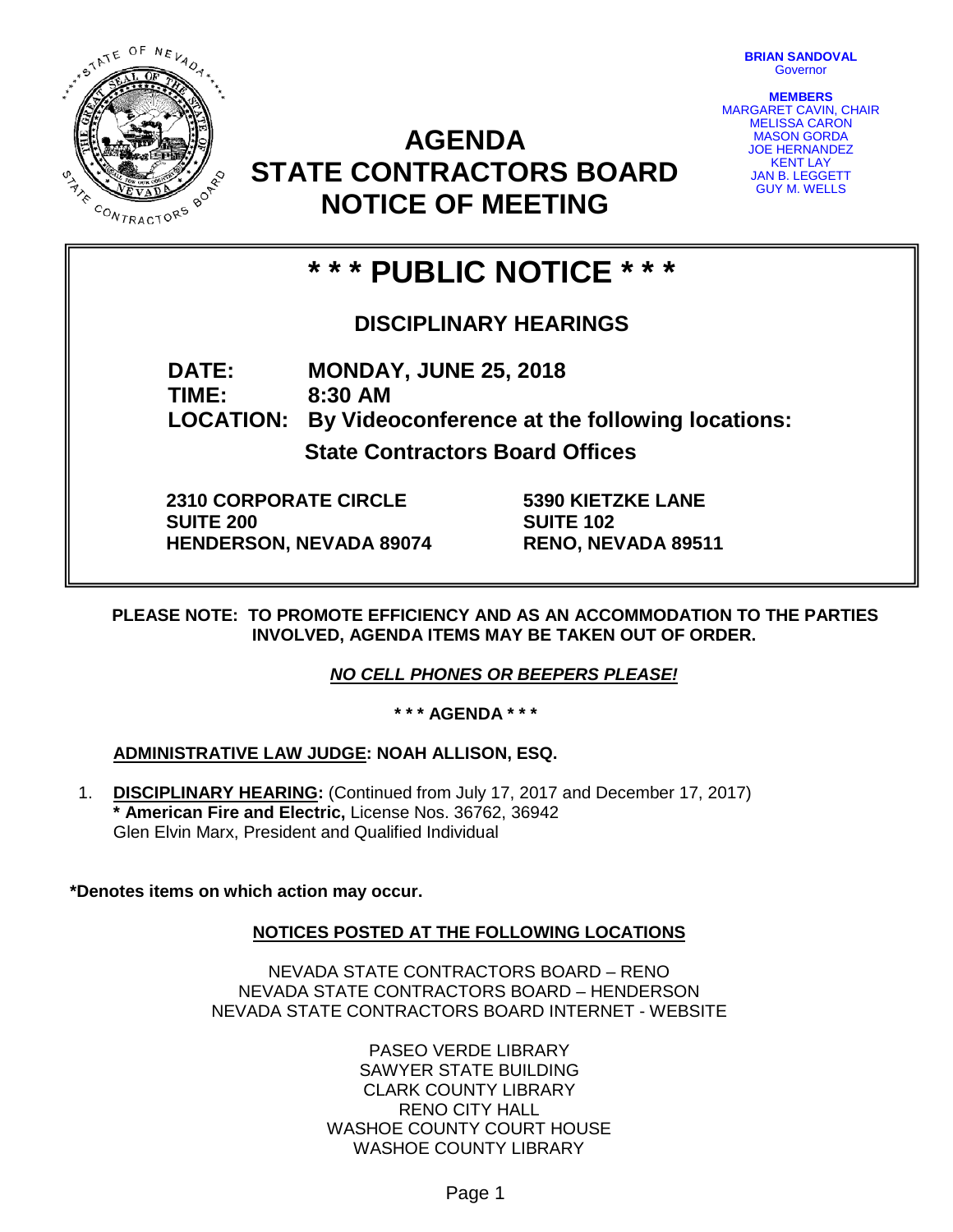**BRIAN SANDOVAL**
Governor

**MEMBERS**
MARGARET CAVIN, CHAIR
MELISSA CARON
MASON GORDA
JOE HERNANDEZ
KENT LAY
JAN B. LEGGETT
GUY M. WELLS

# AGENDA
# STATE CONTRACTORS BOARD
# NOTICE OF MEETING

## * * * PUBLIC NOTICE * * *

### DISCIPLINARY HEARINGS

**DATE:** **MONDAY, JUNE 25, 2018**
**TIME:** **8:30 AM**
**LOCATION:** **By Videoconference at the following locations:**

**State Contractors Board Offices**

**2310 CORPORATE CIRCLE**
**SUITE 200**
**HENDERSON, NEVADA 89074**

**5390 KIETZKE LANE**
**SUITE 102**
**RENO, NEVADA 89511**

**PLEASE NOTE: TO PROMOTE EFFICIENCY AND AS AN ACCOMMODATION TO THE PARTIES INVOLVED, AGENDA ITEMS MAY BE TAKEN OUT OF ORDER.**

***NO CELL PHONES OR BEEPERS PLEASE!***

**\* \* \* AGENDA \* \* \***

**ADMINISTRATIVE LAW JUDGE: NOAH ALLISON, ESQ.**

1. **DISCIPLINARY HEARING:** (Continued from July 17, 2017 and December 17, 2017)
   **\* American Fire and Electric,** License Nos. 36762, 36942
   Glen Elvin Marx, President and Qualified Individual

**\*Denotes items on which action may occur.**

**NOTICES POSTED AT THE FOLLOWING LOCATIONS**

NEVADA STATE CONTRACTORS BOARD – RENO
NEVADA STATE CONTRACTORS BOARD – HENDERSON
NEVADA STATE CONTRACTORS BOARD INTERNET - WEBSITE

PASEO VERDE LIBRARY
SAWYER STATE BUILDING
CLARK COUNTY LIBRARY
RENO CITY HALL
WASHOE COUNTY COURT HOUSE
WASHOE COUNTY LIBRARY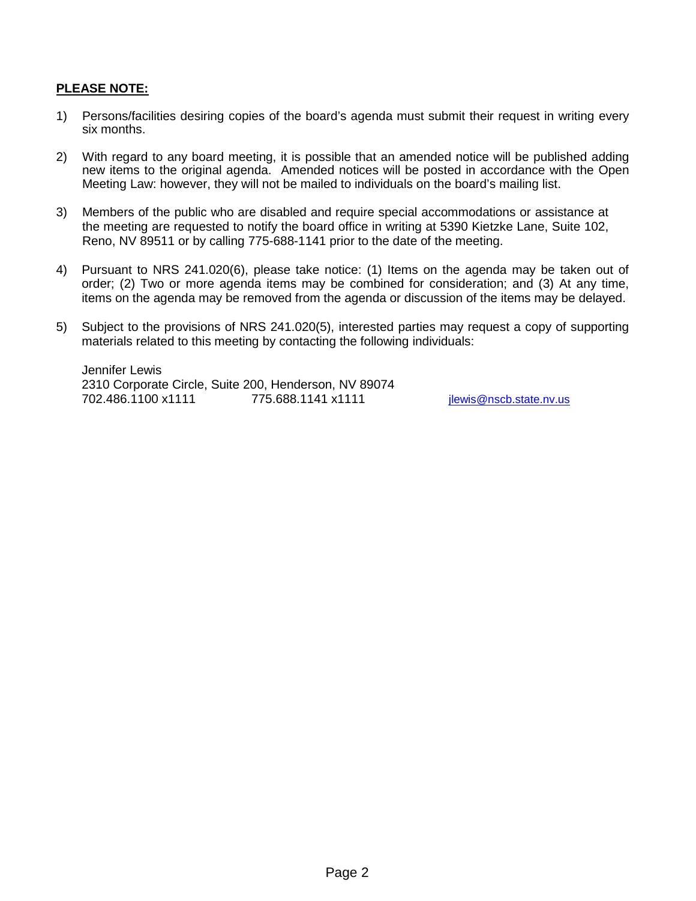**PLEASE NOTE:**

1) Persons/facilities desiring copies of the board's agenda must submit their request in writing every six months.

2) With regard to any board meeting, it is possible that an amended notice will be published adding new items to the original agenda. Amended notices will be posted in accordance with the Open Meeting Law: however, they will not be mailed to individuals on the board's mailing list.

3) Members of the public who are disabled and require special accommodations or assistance at the meeting are requested to notify the board office in writing at 5390 Kietzke Lane, Suite 102, Reno, NV 89511 or by calling 775-688-1141 prior to the date of the meeting.

4) Pursuant to NRS 241.020(6), please take notice: (1) Items on the agenda may be taken out of order; (2) Two or more agenda items may be combined for consideration; and (3) At any time, items on the agenda may be removed from the agenda or discussion of the items may be delayed.

5) Subject to the provisions of NRS 241.020(5), interested parties may request a copy of supporting materials related to this meeting by contacting the following individuals:

   Jennifer Lewis
   2310 Corporate Circle, Suite 200, Henderson, NV 89074
   702.486.1100 x1111 775.688.1141 x1111 jlewis@nscb.state.nv.us